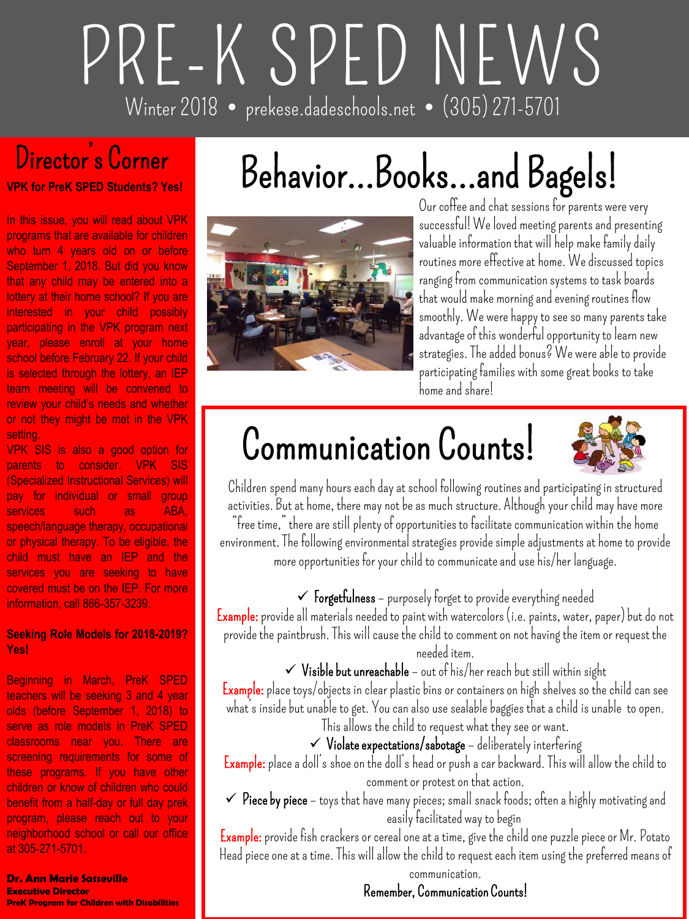# PRE-K SPED NEWS

Winter 2018 • prekese.dadeschools.net • (305) 271-5701

## Director's Corner

**VPK for PreK SPED Students? Yes!**

In this issue, you will read about VPK programs that are available for children who turn 4 years old on or before September 1, 2018. But did you know that any child may be entered into a lottery at their home school? If you are interested in your child possibly participating in the VPK program next year, please enroll at your home school before February 22. If your child is selected through the lottery, an IEP team meeting will be convened to review your child's needs and whether or not they might be met in the VPK setting.

VPK SIS is also a good option for parents to consider. VPK SIS (Specialized Instructional Services) will pay for individual or small group services such as ABA, speech/language therapy, occupational or physical therapy. To be eligible, the child must have an IEP and the services you are seeking to have covered must be on the IEP. For more information, call 866-357-3239.

**Seeking Role Models for 2018-2019? Yes!**

Beginning in March, PreK SPED teachers will be seeking 3 and 4 year olds (before September 1, 2018) to serve as role models in PreK SPED classrooms near you. There are screening requirements for some of these programs. If you have other children or know of children who could benefit from a half-day or full day prek program, please reach out to your neighborhood school or call our office at 305-271-5701.

**Dr. Ann Marie Sasseville**
**Executive Director**
**PreK Program for Children with Disabilities**

## Behavior...Books...and Bagels!

Our coffee and chat sessions for parents were very successful! We loved meeting parents and presenting valuable information that will help make family daily routines more effective at home. We discussed topics ranging from communication systems to task boards that would make morning and evening routines flow smoothly. We were happy to see so many parents take advantage of this wonderful opportunity to learn new strategies. The added bonus? We were able to provide participating families with some great books to take home and share!

## Communication Counts!

Children spend many hours each day at school following routines and participating in structured activities. But at home, there may not be as much structure. Although your child may have more "free time," there are still plenty of opportunities to facilitate communication within the home environment. The following environmental strategies provide simple adjustments at home to provide more opportunities for your child to communicate and use his/her language.

✓ **Forgetfulness** – purposely forget to provide everything needed

**Example:** provide all materials needed to paint with watercolors (i.e. paints, water, paper) but do not provide the paintbrush. This will cause the child to comment on not having the item or request the needed item.

✓ **Visible but unreachable** – out of his/her reach but still within sight

**Example:** place toys/objects in clear plastic bins or containers on high shelves so the child can see what's inside but unable to get. You can also use sealable baggies that a child is unable to open. This allows the child to request what they see or want.

✓ **Violate expectations/sabotage** – deliberately interfering

**Example:** place a doll's shoe on the doll's head or push a car backward. This will allow the child to comment or protest on that action.

✓ **Piece by piece** – toys that have many pieces; small snack foods; often a highly motivating and easily facilitated way to begin

**Example:** provide fish crackers or cereal one at a time, give the child one puzzle piece or Mr. Potato Head piece one at a time. This will allow the child to request each item using the preferred means of communication.

**Remember, Communication Counts!**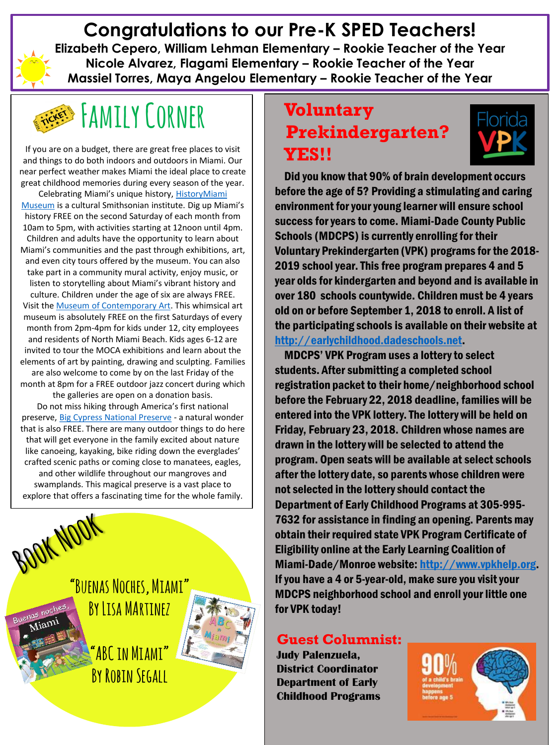# Congratulations to our Pre-K SPED Teachers!

**Elizabeth Cepero, William Lehman Elementary – Rookie Teacher of the Year**
**Nicole Alvarez, Flagami Elementary – Rookie Teacher of the Year**
**Massiel Torres, Maya Angelou Elementary – Rookie Teacher of the Year**

## Family Corner

If you are on a budget, there are great free places to visit and things to do both indoors and outdoors in Miami. Our near perfect weather makes Miami the ideal place to create great childhood memories during every season of the year.

Celebrating Miami's unique history, HistoryMiami Museum is a cultural Smithsonian institute. Dig up Miami's history FREE on the second Saturday of each month from 10am to 5pm, with activities starting at 12noon until 4pm. Children and adults have the opportunity to learn about Miami's communities and the past through exhibitions, art, and even city tours offered by the museum. You can also take part in a community mural activity, enjoy music, or listen to storytelling about Miami's vibrant history and culture. Children under the age of six are always FREE.

Visit the Museum of Contemporary Art. This whimsical art museum is absolutely FREE on the first Saturdays of every month from 2pm-4pm for kids under 12, city employees and residents of North Miami Beach. Kids ages 6-12 are invited to tour the MOCA exhibitions and learn about the elements of art by painting, drawing and sculpting. Families are also welcome to come by on the last Friday of the month at 8pm for a FREE outdoor jazz concert during which the galleries are open on a donation basis.

Do not miss hiking through America's first national preserve, Big Cypress National Preserve - a natural wonder that is also FREE. There are many outdoor things to do here that will get everyone in the family excited about nature like canoeing, kayaking, bike riding down the everglades' crafted scenic paths or coming close to manatees, eagles, and other wildlife throughout our mangroves and swamplands. This magical preserve is a vast place to explore that offers a fascinating time for the whole family.

## Book Nook

"Buenas Noches, Miami"
By Lisa Martinez

"ABC in Miami"
By Robin Segall

## Voluntary Prekindergarten? YES!!

**Did you know that 90% of brain development occurs before the age of 5? Providing a stimulating and caring environment for your young learner will ensure school success for years to come. Miami-Dade County Public Schools (MDCPS) is currently enrolling for their Voluntary Prekindergarten (VPK) programs for the 2018-2019 school year. This free program prepares 4 and 5 year olds for kindergarten and beyond and is available in over 180 schools countywide. Children must be 4 years old on or before September 1, 2018 to enroll. A list of the participating schools is available on their website at http://earlychildhood.dadeschools.net.**

**MDCPS' VPK Program uses a lottery to select students. After submitting a completed school registration packet to their home/neighborhood school before the February 22, 2018 deadline, families will be entered into the VPK lottery. The lottery will be held on Friday, February 23, 2018. Children whose names are drawn in the lottery will be selected to attend the program. Open seats will be available at select schools after the lottery date, so parents whose children were not selected in the lottery should contact the Department of Early Childhood Programs at 305-995-7632 for assistance in finding an opening. Parents may obtain their required state VPK Program Certificate of Eligibility online at the Early Learning Coalition of Miami-Dade/Monroe website: http://www.vpkhelp.org. If you have a 4 or 5-year-old, make sure you visit your MDCPS neighborhood school and enroll your little one for VPK today!**

### Guest Columnist:

**Judy Palenzuela,**
**District Coordinator**
**Department of Early Childhood Programs**